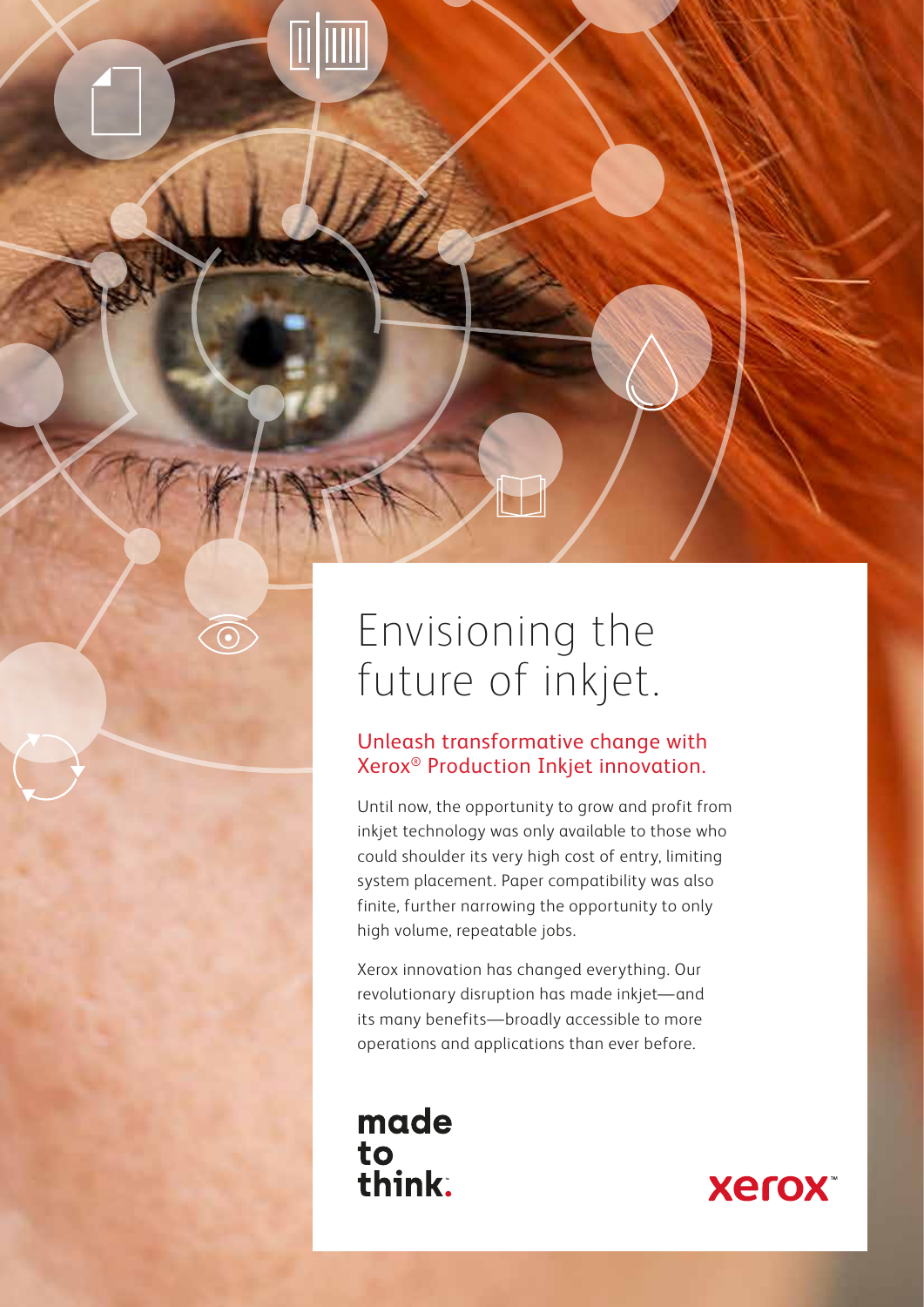# Envisioning the future of inkjet.

## Unleash transformative change with Xerox® Production Inkjet innovation.

Until now, the opportunity to grow and profit from inkjet technology was only available to those who could shoulder its very high cost of entry, limiting system placement. Paper compatibility was also finite, further narrowing the opportunity to only high volume, repeatable jobs.

Xerox innovation has changed everything. Our revolutionary disruption has made inkjet—and its many benefits—broadly accessible to more operations and applications than ever before.

**made to think.**

**xerox™**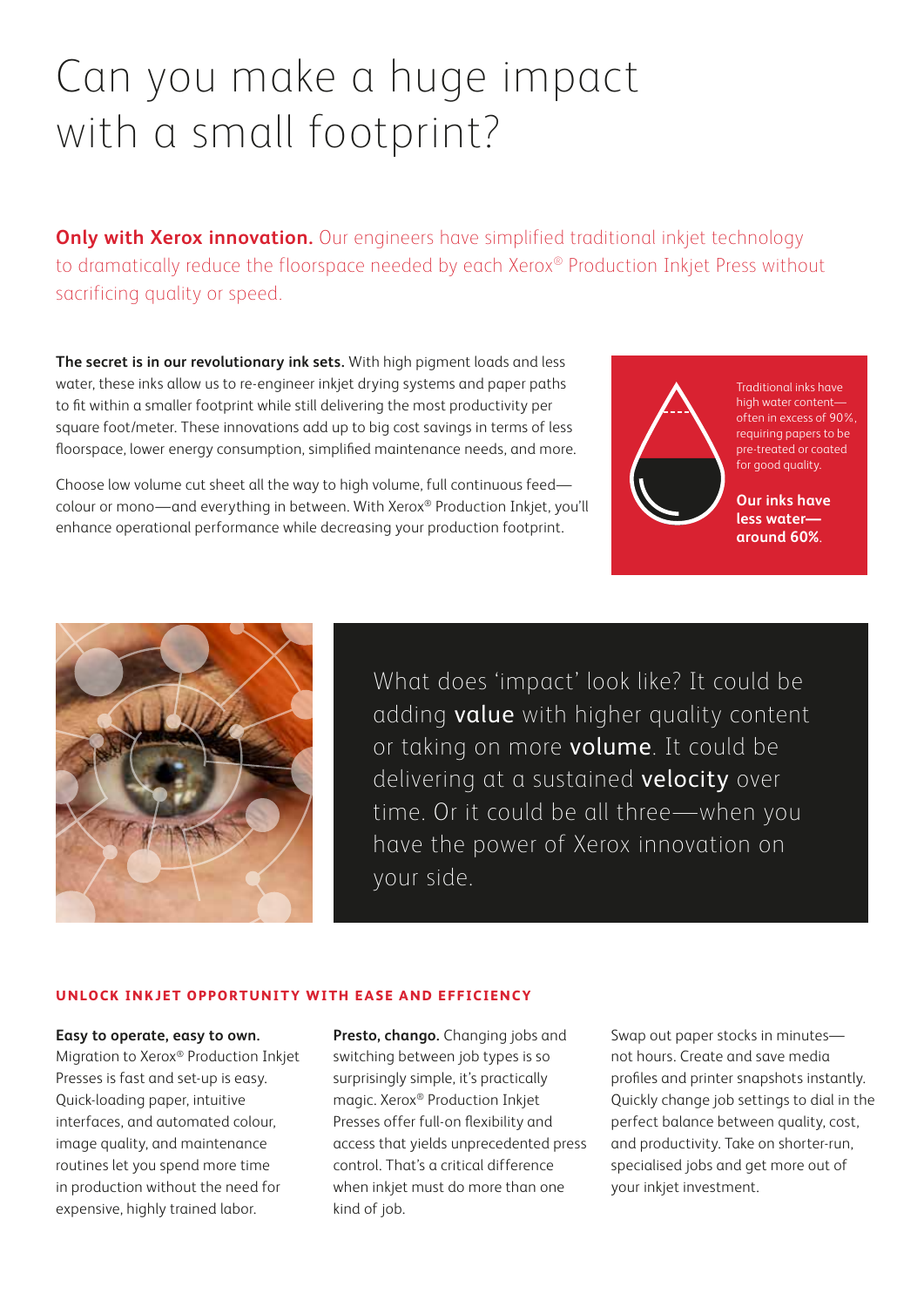# Can you make a huge impact with a small footprint?

**Only with Xerox innovation.** Our engineers have simplified traditional inkjet technology to dramatically reduce the floorspace needed by each Xerox® Production Inkjet Press without sacrificing quality or speed.

**The secret is in our revolutionary ink sets.** With high pigment loads and less water, these inks allow us to re-engineer inkjet drying systems and paper paths to fit within a smaller footprint while still delivering the most productivity per square foot/meter. These innovations add up to big cost savings in terms of less floorspace, lower energy consumption, simplified maintenance needs, and more.

Choose low volume cut sheet all the way to high volume, full continuous feed—colour or mono—and everything in between. With Xerox® Production Inkjet, you'll enhance operational performance while decreasing your production footprint.

Traditional inks have high water content—often in excess of 90%, requiring papers to be pre-treated or coated for good quality.

**Our inks have less water—around 60%.**

What does 'impact' look like? It could be adding **value** with higher quality content or taking on more **volume**. It could be delivering at a sustained **velocity** over time. Or it could be all three—when you have the power of Xerox innovation on your side.

## UNLOCK INKJET OPPORTUNITY WITH EASE AND EFFICIENCY

**Easy to operate, easy to own.** Migration to Xerox® Production Inkjet Presses is fast and set-up is easy. Quick-loading paper, intuitive interfaces, and automated colour, image quality, and maintenance routines let you spend more time in production without the need for expensive, highly trained labor.

**Presto, chango.** Changing jobs and switching between job types is so surprisingly simple, it's practically magic. Xerox® Production Inkjet Presses offer full-on flexibility and access that yields unprecedented press control. That's a critical difference when inkjet must do more than one kind of job.

Swap out paper stocks in minutes—not hours. Create and save media profiles and printer snapshots instantly. Quickly change job settings to dial in the perfect balance between quality, cost, and productivity. Take on shorter-run, specialised jobs and get more out of your inkjet investment.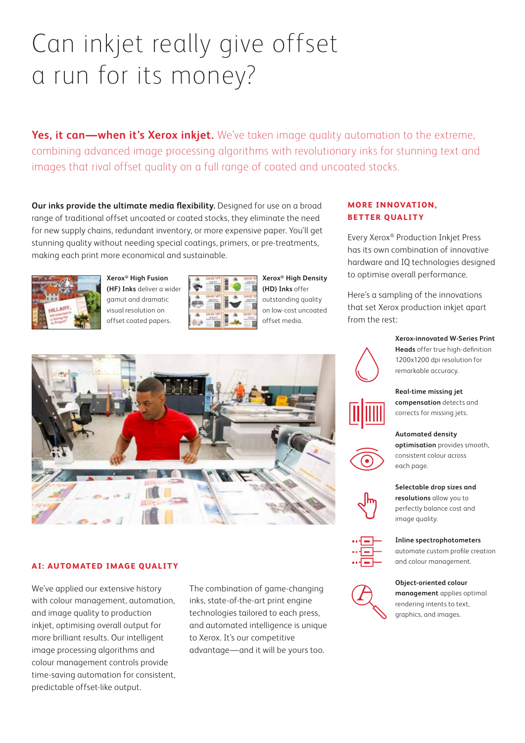# Can inkjet really give offset a run for its money?

**Yes, it can—when it's Xerox inkjet.** We've taken image quality automation to the extreme, combining advanced image processing algorithms with revolutionary inks for stunning text and images that rival offset quality on a full range of coated and uncoated stocks.

**Our inks provide the ultimate media flexibility.** Designed for use on a broad range of traditional offset uncoated or coated stocks, they eliminate the need for new supply chains, redundant inventory, or more expensive paper. You'll get stunning quality without needing special coatings, primers, or pre-treatments, making each print more economical and sustainable.

**Xerox® High Fusion (HF) Inks** deliver a wider gamut and dramatic visual resolution on offset coated papers.

**Xerox® High Density (HD) Inks** offer outstanding quality on low-cost uncoated offset media.

## AI: AUTOMATED IMAGE QUALITY

We've applied our extensive history with colour management, automation, and image quality to production inkjet, optimising overall output for more brilliant results. Our intelligent image processing algorithms and colour management controls provide time-saving automation for consistent, predictable offset-like output.

The combination of game-changing inks, state-of-the-art print engine technologies tailored to each press, and automated intelligence is unique to Xerox. It's our competitive advantage—and it will be yours too.

## MORE INNOVATION, BETTER QUALITY

Every Xerox® Production Inkjet Press has its own combination of innovative hardware and IQ technologies designed to optimise overall performance.

Here's a sampling of the innovations that set Xerox production inkjet apart from the rest:

**Xerox-innovated W-Series Print Heads** offer true high-definition 1200x1200 dpi resolution for remarkable accuracy.

**Real-time missing jet compensation** detects and corrects for missing jets.

**Automated density optimisation** provides smooth, consistent colour across each page.

**Selectable drop sizes and resolutions** allow you to perfectly balance cost and image quality.

**Inline spectrophotometers** automate custom profile creation and colour management.

**Object-oriented colour management** applies optimal rendering intents to text, graphics, and images.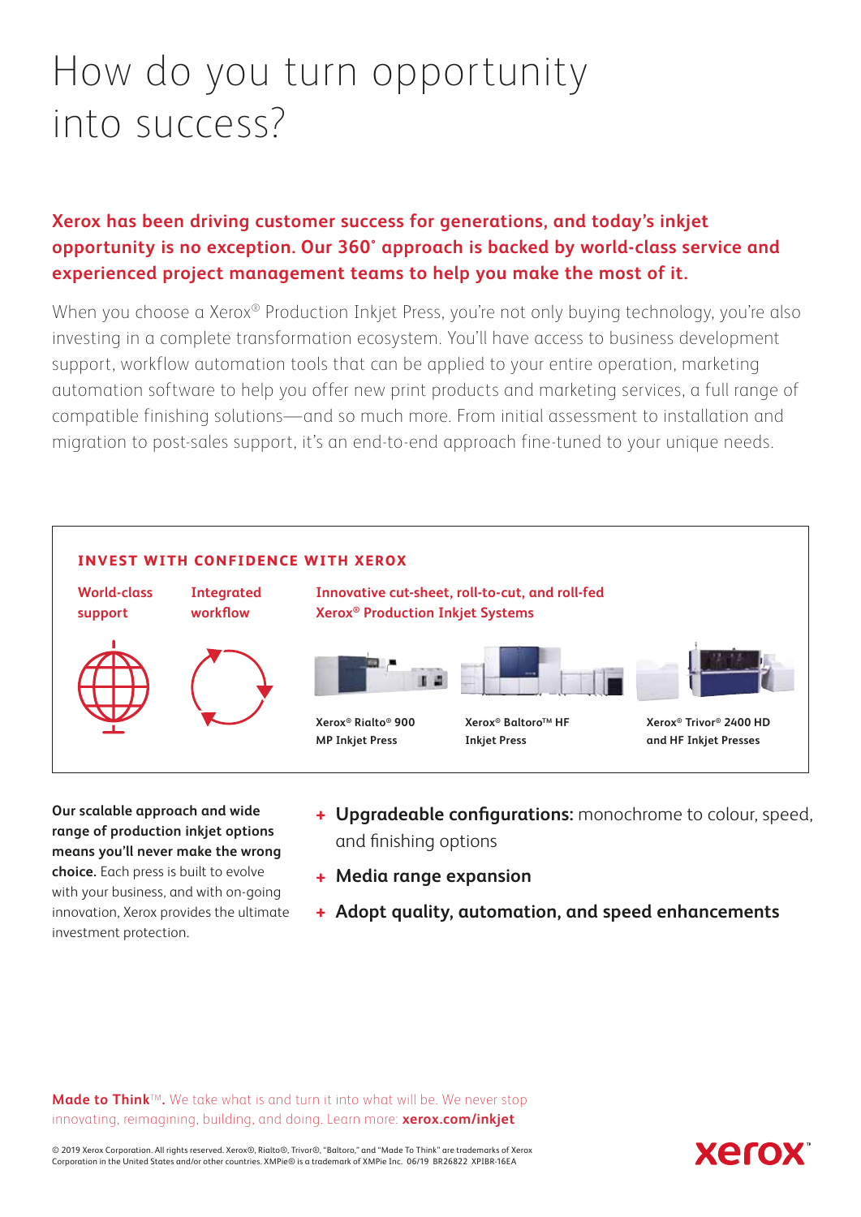# How do you turn opportunity into success?

**Xerox has been driving customer success for generations, and today's inkjet opportunity is no exception. Our 360° approach is backed by world-class service and experienced project management teams to help you make the most of it.**

When you choose a Xerox® Production Inkjet Press, you're not only buying technology, you're also investing in a complete transformation ecosystem. You'll have access to business development support, workflow automation tools that can be applied to your entire operation, marketing automation software to help you offer new print products and marketing services, a full range of compatible finishing solutions—and so much more. From initial assessment to installation and migration to post-sales support, it's an end-to-end approach fine-tuned to your unique needs.

## INVEST WITH CONFIDENCE WITH XEROX

**World-class support**

**Integrated workflow**

**Innovative cut-sheet, roll-to-cut, and roll-fed Xerox® Production Inkjet Systems**

Xerox® Rialto® 900 MP Inkjet Press

Xerox® Baltoro™ HF Inkjet Press

Xerox® Trivor® 2400 HD and HF Inkjet Presses

**Our scalable approach and wide range of production inkjet options means you'll never make the wrong choice.** Each press is built to evolve with your business, and with on-going innovation, Xerox provides the ultimate investment protection.

- **Upgradeable configurations:** monochrome to colour, speed, and finishing options
- **Media range expansion**
- **Adopt quality, automation, and speed enhancements**

**Made to Think**™. We take what is and turn it into what will be. We never stop innovating, reimagining, building, and doing. Learn more: **xerox.com/inkjet**

© 2019 Xerox Corporation. All rights reserved. Xerox®, Rialto®, Trivor®, "Baltoro," and "Made To Think" are trademarks of Xerox Corporation in the United States and/or other countries. XMPie® is a trademark of XMPie Inc. 06/19 BR26822 XPIBR-16EA